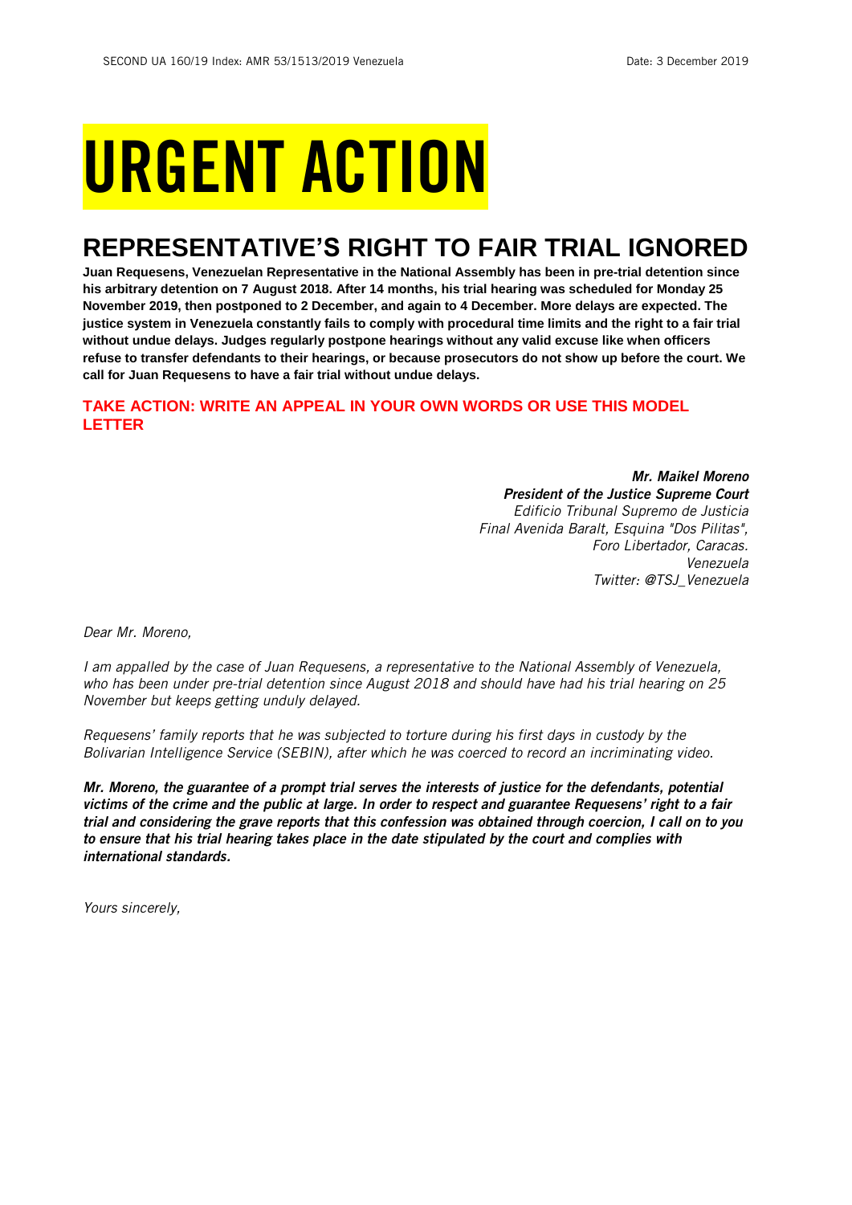SECOND UA 160/19 Index: AMR 53/1513/2019 Venezuela Date: 3 December 2019

# URGENT ACTION

## REPRESENTATIVE'S RIGHT TO FAIR TRIAL IGNORED

**Juan Requesens, Venezuelan Representative in the National Assembly has been in pre-trial detention since his arbitrary detention on 7 August 2018. After 14 months, his trial hearing was scheduled for Monday 25 November 2019, then postponed to 2 December, and again to 4 December. More delays are expected. The justice system in Venezuela constantly fails to comply with procedural time limits and the right to a fair trial without undue delays. Judges regularly postpone hearings without any valid excuse like when officers refuse to transfer defendants to their hearings, or because prosecutors do not show up before the court. We call for Juan Requesens to have a fair trial without undue delays.**

### TAKE ACTION: WRITE AN APPEAL IN YOUR OWN WORDS OR USE THIS MODEL LETTER

***Mr. Maikel Moreno***
***President of the Justice Supreme Court***
*Edificio Tribunal Supremo de Justicia*
*Final Avenida Baralt, Esquina "Dos Pilitas",*
*Foro Libertador, Caracas.*
*Venezuela*
*Twitter: @TSJ_Venezuela*

*Dear Mr. Moreno,*

*I am appalled by the case of Juan Requesens, a representative to the National Assembly of Venezuela, who has been under pre-trial detention since August 2018 and should have had his trial hearing on 25 November but keeps getting unduly delayed.*

*Requesens' family reports that he was subjected to torture during his first days in custody by the Bolivarian Intelligence Service (SEBIN), after which he was coerced to record an incriminating video.*

***Mr. Moreno, the guarantee of a prompt trial serves the interests of justice for the defendants, potential victims of the crime and the public at large. In order to respect and guarantee Requesens' right to a fair trial and considering the grave reports that this confession was obtained through coercion, I call on to you to ensure that his trial hearing takes place in the date stipulated by the court and complies with international standards.***

*Yours sincerely,*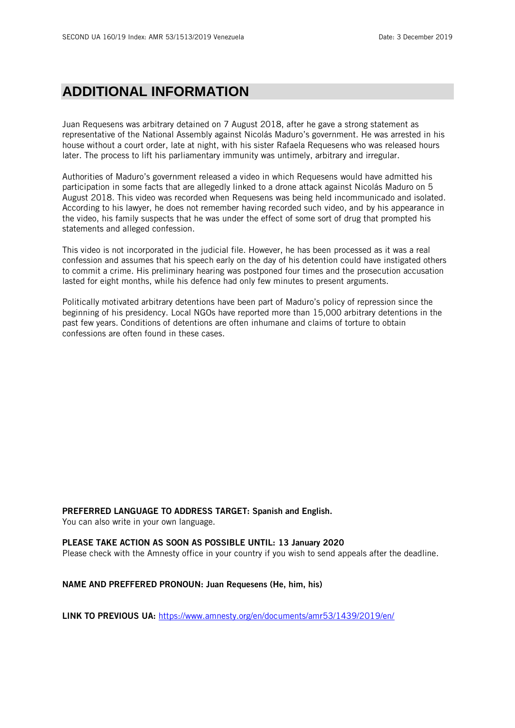## ADDITIONAL INFORMATION

Juan Requesens was arbitrary detained on 7 August 2018, after he gave a strong statement as representative of the National Assembly against Nicolás Maduro's government. He was arrested in his house without a court order, late at night, with his sister Rafaela Requesens who was released hours later. The process to lift his parliamentary immunity was untimely, arbitrary and irregular.

Authorities of Maduro's government released a video in which Requesens would have admitted his participation in some facts that are allegedly linked to a drone attack against Nicolás Maduro on 5 August 2018. This video was recorded when Requesens was being held incommunicado and isolated. According to his lawyer, he does not remember having recorded such video, and by his appearance in the video, his family suspects that he was under the effect of some sort of drug that prompted his statements and alleged confession.

This video is not incorporated in the judicial file. However, he has been processed as it was a real confession and assumes that his speech early on the day of his detention could have instigated others to commit a crime. His preliminary hearing was postponed four times and the prosecution accusation lasted for eight months, while his defence had only few minutes to present arguments.

Politically motivated arbitrary detentions have been part of Maduro's policy of repression since the beginning of his presidency. Local NGOs have reported more than 15,000 arbitrary detentions in the past few years. Conditions of detentions are often inhumane and claims of torture to obtain confessions are often found in these cases.

**PREFERRED LANGUAGE TO ADDRESS TARGET: Spanish and English.**
You can also write in your own language.

**PLEASE TAKE ACTION AS SOON AS POSSIBLE UNTIL: 13 January 2020**
Please check with the Amnesty office in your country if you wish to send appeals after the deadline.

**NAME AND PREFFERED PRONOUN: Juan Requesens (He, him, his)**

**LINK TO PREVIOUS UA:** https://www.amnesty.org/en/documents/amr53/1439/2019/en/